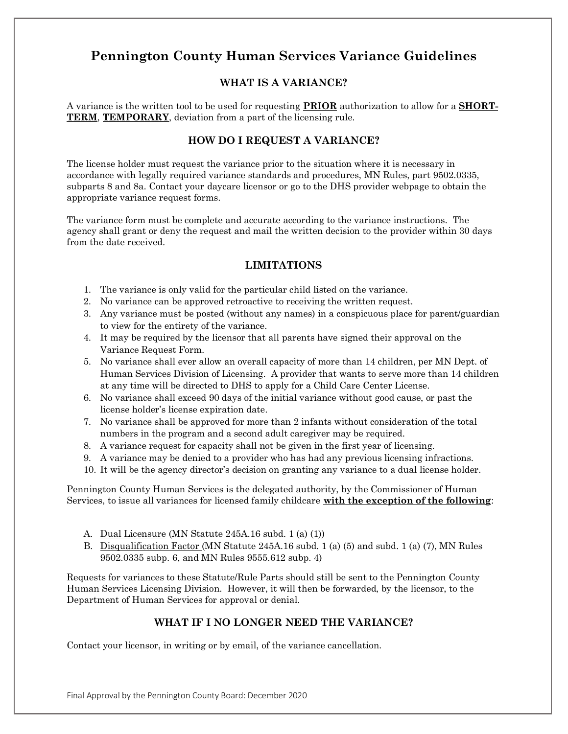# Pennington County Human Services Variance Guidelines

## WHAT IS A VARIANCE?

A variance is the written tool to be used for requesting **PRIOR** authorization to allow for a **SHORT-TERM**, **TEMPORARY**, deviation from a part of the licensing rule.

## HOW DO I REQUEST A VARIANCE?

The license holder must request the variance prior to the situation where it is necessary in accordance with legally required variance standards and procedures, MN Rules, part 9502.0335, subparts 8 and 8a. Contact your daycare licensor or go to the DHS provider webpage to obtain the appropriate variance request forms.

The variance form must be complete and accurate according to the variance instructions. The agency shall grant or deny the request and mail the written decision to the provider within 30 days from the date received.

## LIMITATIONS

1. The variance is only valid for the particular child listed on the variance.
2. No variance can be approved retroactive to receiving the written request.
3. Any variance must be posted (without any names) in a conspicuous place for parent/guardian to view for the entirety of the variance.
4. It may be required by the licensor that all parents have signed their approval on the Variance Request Form.
5. No variance shall ever allow an overall capacity of more than 14 children, per MN Dept. of Human Services Division of Licensing. A provider that wants to serve more than 14 children at any time will be directed to DHS to apply for a Child Care Center License.
6. No variance shall exceed 90 days of the initial variance without good cause, or past the license holder's license expiration date.
7. No variance shall be approved for more than 2 infants without consideration of the total numbers in the program and a second adult caregiver may be required.
8. A variance request for capacity shall not be given in the first year of licensing.
9. A variance may be denied to a provider who has had any previous licensing infractions.
10. It will be the agency director's decision on granting any variance to a dual license holder.

Pennington County Human Services is the delegated authority, by the Commissioner of Human Services, to issue all variances for licensed family childcare **with the exception of the following**:

A. Dual Licensure (MN Statute 245A.16 subd. 1 (a) (1))
B. Disqualification Factor (MN Statute 245A.16 subd. 1 (a) (5) and subd. 1 (a) (7), MN Rules 9502.0335 subp. 6, and MN Rules 9555.612 subp. 4)

Requests for variances to these Statute/Rule Parts should still be sent to the Pennington County Human Services Licensing Division. However, it will then be forwarded, by the licensor, to the Department of Human Services for approval or denial.

## WHAT IF I NO LONGER NEED THE VARIANCE?

Contact your licensor, in writing or by email, of the variance cancellation.

Final Approval by the Pennington County Board: December 2020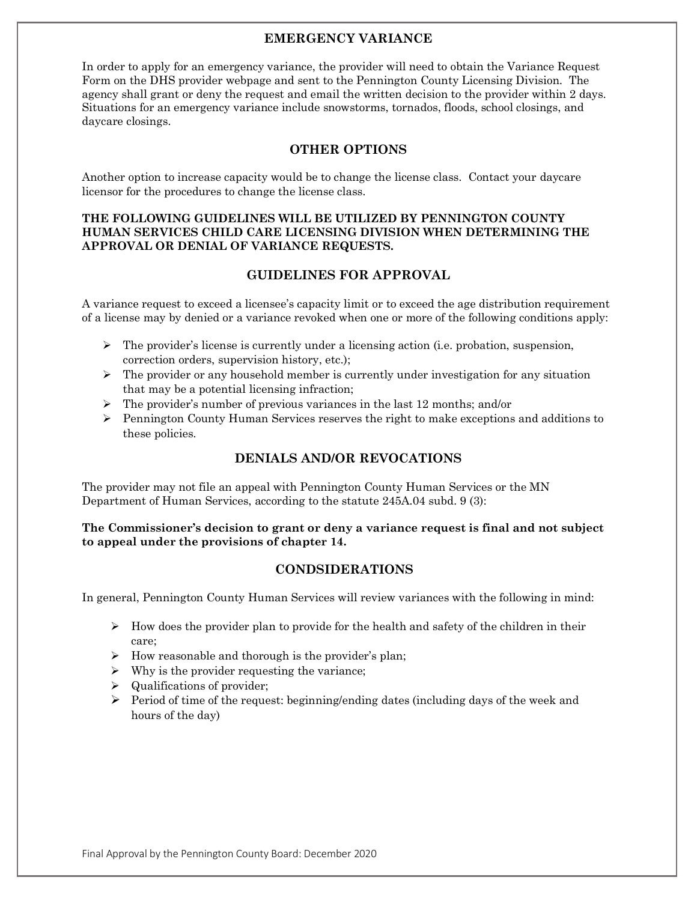## EMERGENCY VARIANCE

In order to apply for an emergency variance, the provider will need to obtain the Variance Request Form on the DHS provider webpage and sent to the Pennington County Licensing Division. The agency shall grant or deny the request and email the written decision to the provider within 2 days. Situations for an emergency variance include snowstorms, tornados, floods, school closings, and daycare closings.

## OTHER OPTIONS

Another option to increase capacity would be to change the license class. Contact your daycare licensor for the procedures to change the license class.

**THE FOLLOWING GUIDELINES WILL BE UTILIZED BY PENNINGTON COUNTY HUMAN SERVICES CHILD CARE LICENSING DIVISION WHEN DETERMINING THE APPROVAL OR DENIAL OF VARIANCE REQUESTS.**

## GUIDELINES FOR APPROVAL

A variance request to exceed a licensee's capacity limit or to exceed the age distribution requirement of a license may by denied or a variance revoked when one or more of the following conditions apply:

- The provider's license is currently under a licensing action (i.e. probation, suspension, correction orders, supervision history, etc.);
- The provider or any household member is currently under investigation for any situation that may be a potential licensing infraction;
- The provider's number of previous variances in the last 12 months; and/or
- Pennington County Human Services reserves the right to make exceptions and additions to these policies.

## DENIALS AND/OR REVOCATIONS

The provider may not file an appeal with Pennington County Human Services or the MN Department of Human Services, according to the statute 245A.04 subd. 9 (3):

**The Commissioner's decision to grant or deny a variance request is final and not subject to appeal under the provisions of chapter 14.**

## CONDSIDERATIONS

In general, Pennington County Human Services will review variances with the following in mind:

- How does the provider plan to provide for the health and safety of the children in their care;
- How reasonable and thorough is the provider's plan;
- Why is the provider requesting the variance;
- Qualifications of provider;
- Period of time of the request: beginning/ending dates (including days of the week and hours of the day)

Final Approval by the Pennington County Board: December 2020